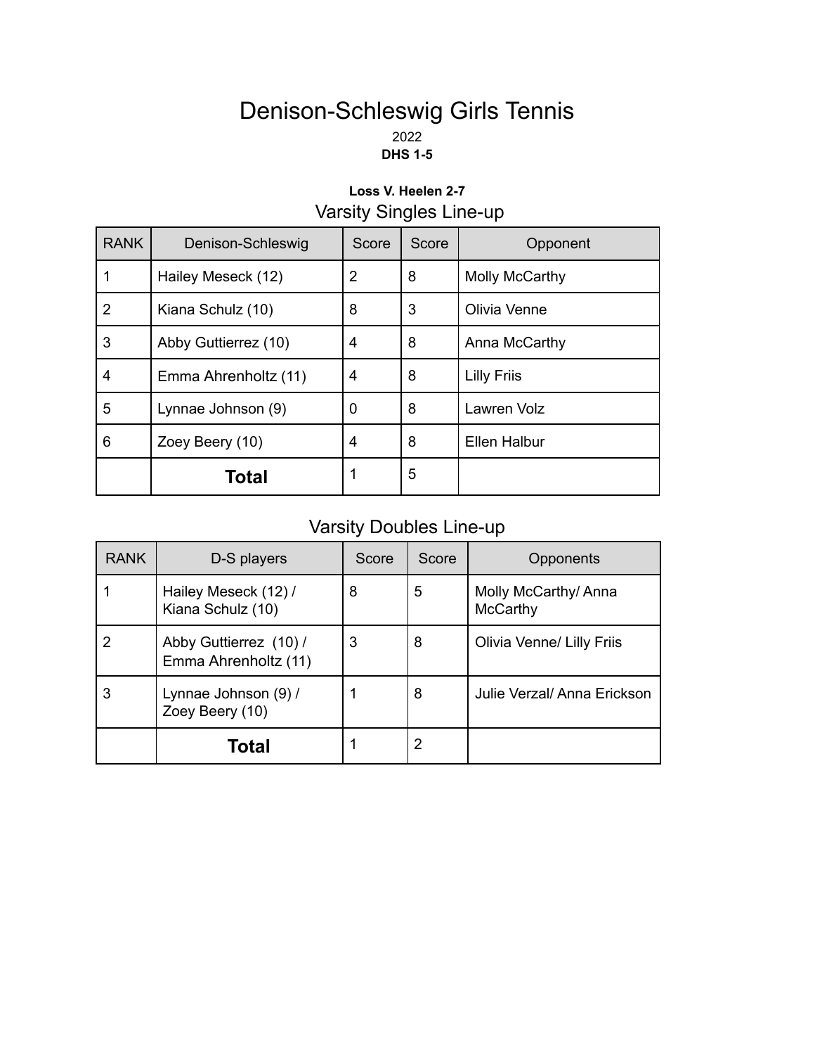# Denison-Schleswig Girls Tennis

2022

**DHS 1-5**

**Loss V. Heelen 2-7**

## Varsity Singles Line-up

| RANK | Denison-Schleswig | Score | Score | Opponent |
|---|---|---|---|---|
| 1 | Hailey Meseck (12) | 2 | 8 | Molly McCarthy |
| 2 | Kiana Schulz (10) | 8 | 3 | Olivia Venne |
| 3 | Abby Guttierrez (10) | 4 | 8 | Anna McCarthy |
| 4 | Emma Ahrenholtz (11) | 4 | 8 | Lilly Friis |
| 5 | Lynnae Johnson (9) | 0 | 8 | Lawren Volz |
| 6 | Zoey Beery (10) | 4 | 8 | Ellen Halbur |
| | **Total** | 1 | 5 | |

## Varsity Doubles Line-up

| RANK | D-S players | Score | Score | Opponents |
|---|---|---|---|---|
| 1 | Hailey Meseck (12) / Kiana Schulz (10) | 8 | 5 | Molly McCarthy/ Anna McCarthy |
| 2 | Abby Guttierrez (10) / Emma Ahrenholtz (11) | 3 | 8 | Olivia Venne/ Lilly Friis |
| 3 | Lynnae Johnson (9) / Zoey Beery (10) | 1 | 8 | Julie Verzal/ Anna Erickson |
| | **Total** | 1 | 2 | |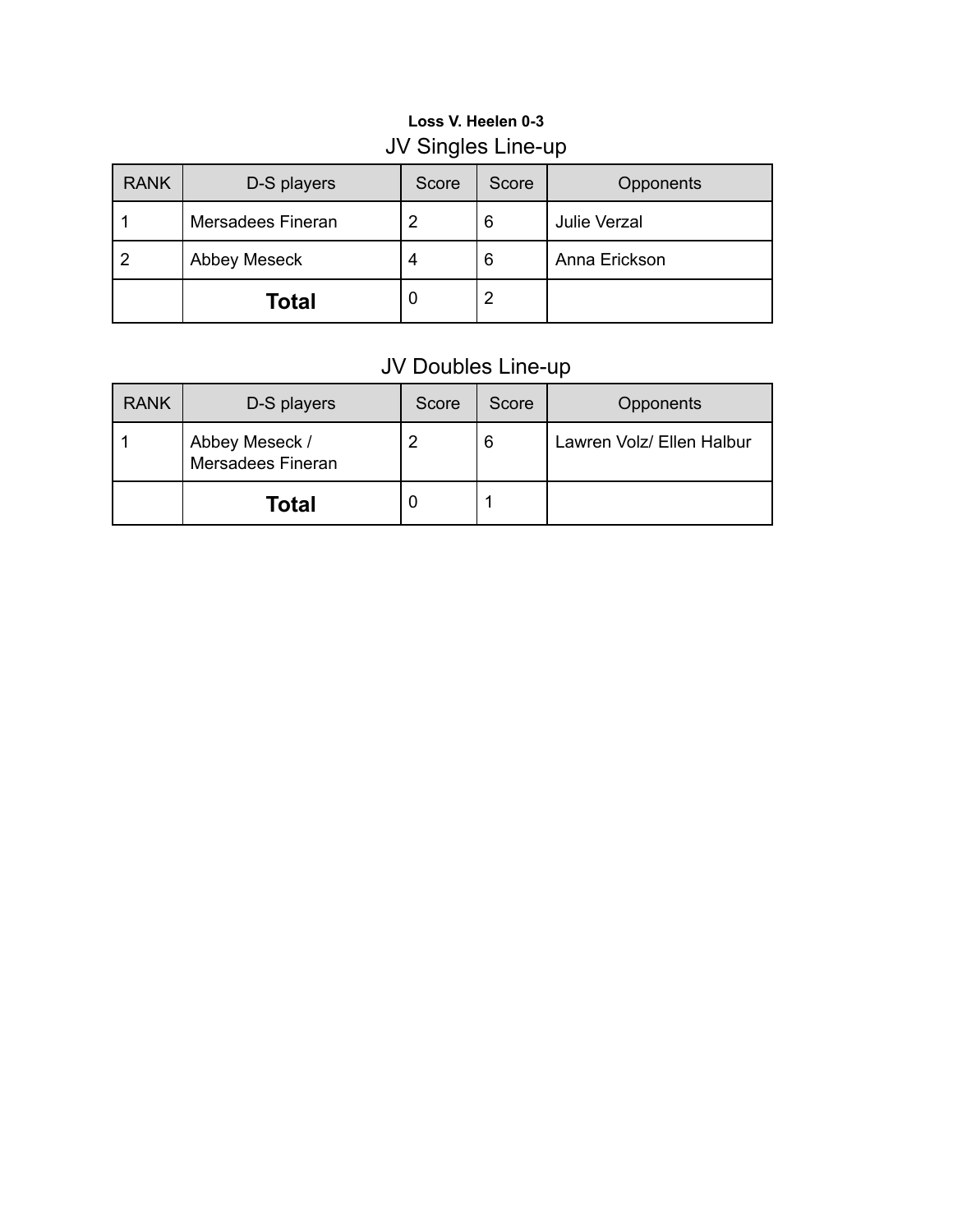**Loss V. Heelen 0-3**

## JV Singles Line-up

| RANK | D-S players | Score | Score | Opponents |
|---|---|---|---|---|
| 1 | Mersadees Fineran | 2 | 6 | Julie Verzal |
| 2 | Abbey Meseck | 4 | 6 | Anna Erickson |
| | **Total** | 0 | 2 | |

## JV Doubles Line-up

| RANK | D-S players | Score | Score | Opponents |
|---|---|---|---|---|
| 1 | Abbey Meseck / Mersadees Fineran | 2 | 6 | Lawren Volz/ Ellen Halbur |
| | **Total** | 0 | 1 | |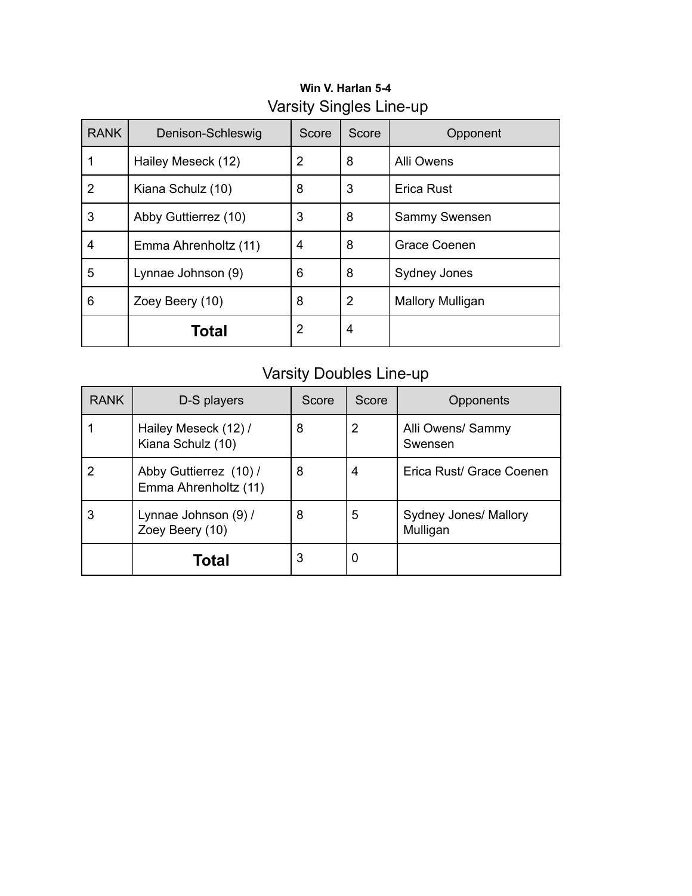**Win V. Harlan 5-4**

## Varsity Singles Line-up

| RANK | Denison-Schleswig | Score | Score | Opponent |
|---|---|---|---|---|
| 1 | Hailey Meseck (12) | 2 | 8 | Alli Owens |
| 2 | Kiana Schulz (10) | 8 | 3 | Erica Rust |
| 3 | Abby Guttierrez (10) | 3 | 8 | Sammy Swensen |
| 4 | Emma Ahrenholtz (11) | 4 | 8 | Grace Coenen |
| 5 | Lynnae Johnson (9) | 6 | 8 | Sydney Jones |
| 6 | Zoey Beery (10) | 8 | 2 | Mallory Mulligan |
| | **Total** | 2 | 4 | |

## Varsity Doubles Line-up

| RANK | D-S players | Score | Score | Opponents |
|---|---|---|---|---|
| 1 | Hailey Meseck (12) / Kiana Schulz (10) | 8 | 2 | Alli Owens/ Sammy Swensen |
| 2 | Abby Guttierrez (10) / Emma Ahrenholtz (11) | 8 | 4 | Erica Rust/ Grace Coenen |
| 3 | Lynnae Johnson (9) / Zoey Beery (10) | 8 | 5 | Sydney Jones/ Mallory Mulligan |
| | **Total** | 3 | 0 | |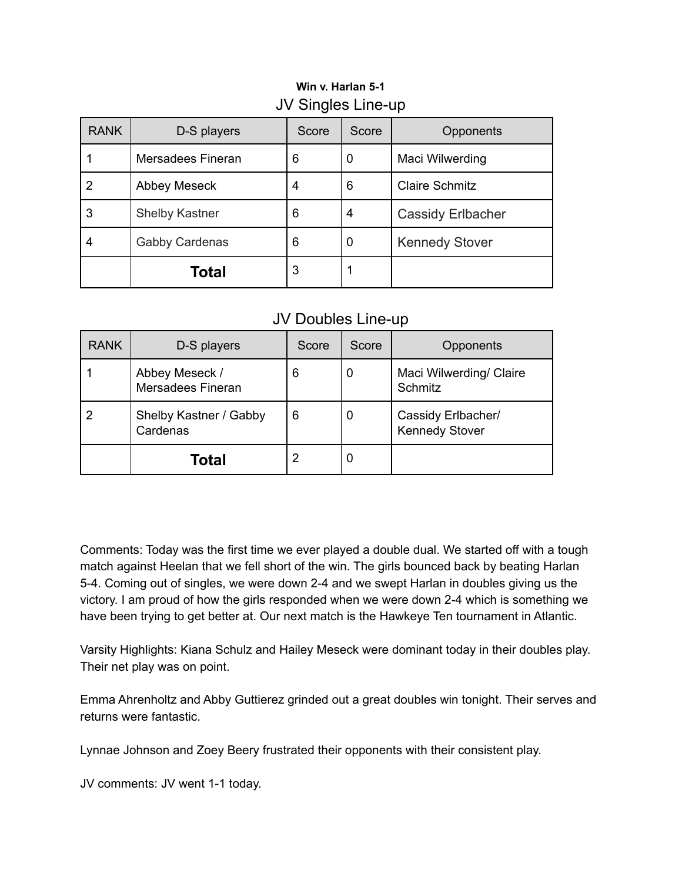**Win v. Harlan 5-1**

## JV Singles Line-up

| RANK | D-S players | Score | Score | Opponents |
|---|---|---|---|---|
| 1 | Mersadees Fineran | 6 | 0 | Maci Wilwerding |
| 2 | Abbey Meseck | 4 | 6 | Claire Schmitz |
| 3 | Shelby Kastner | 6 | 4 | Cassidy Erlbacher |
| 4 | Gabby Cardenas | 6 | 0 | Kennedy Stover |
| | **Total** | 3 | 1 | |

## JV Doubles Line-up

| RANK | D-S players | Score | Score | Opponents |
|---|---|---|---|---|
| 1 | Abbey Meseck / Mersadees Fineran | 6 | 0 | Maci Wilwerding/ Claire Schmitz |
| 2 | Shelby Kastner / Gabby Cardenas | 6 | 0 | Cassidy Erlbacher/ Kennedy Stover |
| | **Total** | 2 | 0 | |

Comments: Today was the first time we ever played a double dual. We started off with a tough match against Heelan that we fell short of the win. The girls bounced back by beating Harlan 5-4. Coming out of singles, we were down 2-4 and we swept Harlan in doubles giving us the victory. I am proud of how the girls responded when we were down 2-4 which is something we have been trying to get better at. Our next match is the Hawkeye Ten tournament in Atlantic.

Varsity Highlights: Kiana Schulz and Hailey Meseck were dominant today in their doubles play. Their net play was on point.

Emma Ahrenholtz and Abby Guttierez grinded out a great doubles win tonight. Their serves and returns were fantastic.

Lynnae Johnson and Zoey Beery frustrated their opponents with their consistent play.

JV comments: JV went 1-1 today.